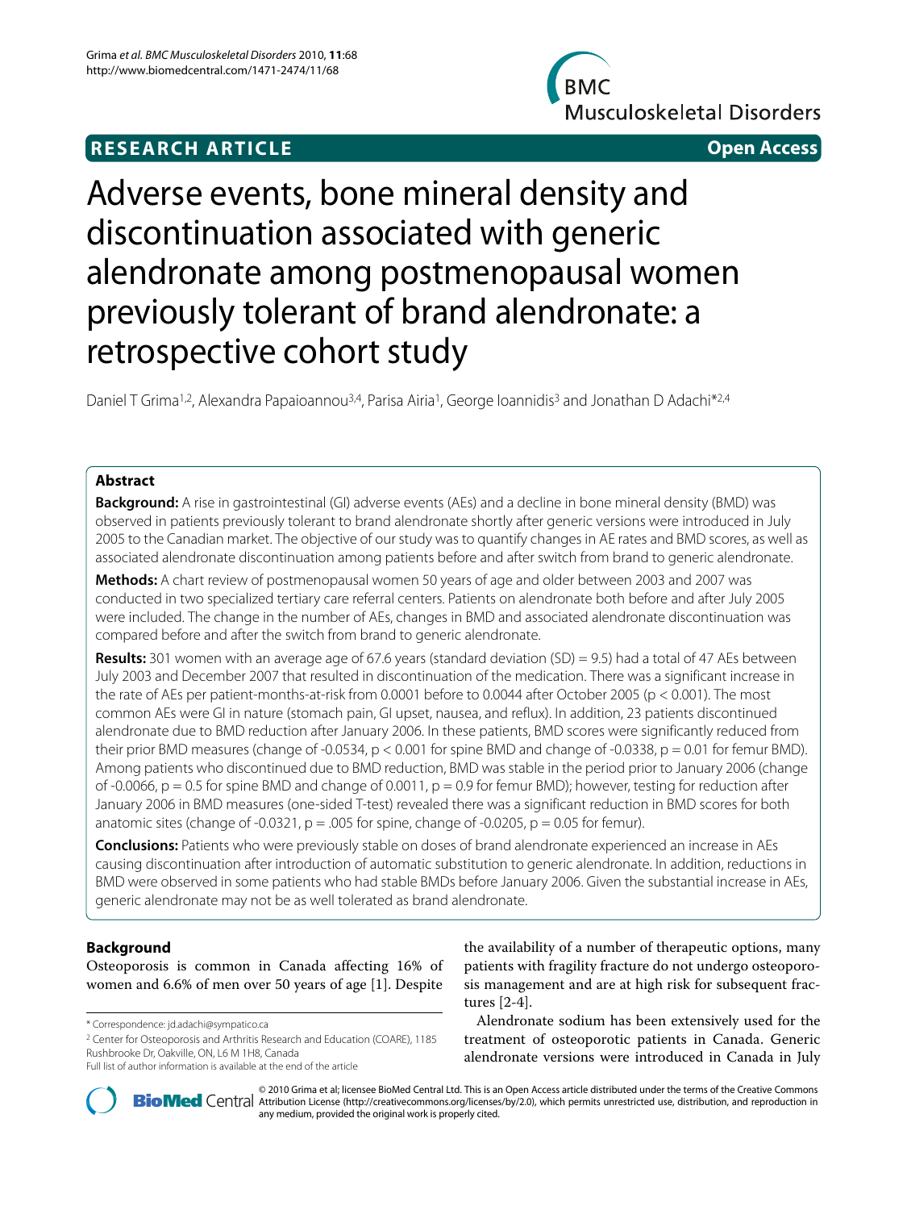**RESEARCH ARTICLE** **Open Access**

# Adverse events, bone mineral density and discontinuation associated with generic alendronate among postmenopausal women previously tolerant of brand alendronate: a retrospective cohort study

Daniel T Grima[1,2], Alexandra Papaioannou[3,4], Parisa Airia[1], George Ioannidis[3] and Jonathan D Adachi*[2,4]

## Abstract

**Background:** A rise in gastrointestinal (GI) adverse events (AEs) and a decline in bone mineral density (BMD) was observed in patients previously tolerant to brand alendronate shortly after generic versions were introduced in July 2005 to the Canadian market. The objective of our study was to quantify changes in AE rates and BMD scores, as well as associated alendronate discontinuation among patients before and after switch from brand to generic alendronate.

**Methods:** A chart review of postmenopausal women 50 years of age and older between 2003 and 2007 was conducted in two specialized tertiary care referral centers. Patients on alendronate both before and after July 2005 were included. The change in the number of AEs, changes in BMD and associated alendronate discontinuation was compared before and after the switch from brand to generic alendronate.

**Results:** 301 women with an average age of 67.6 years (standard deviation (SD) = 9.5) had a total of 47 AEs between July 2003 and December 2007 that resulted in discontinuation of the medication. There was a significant increase in the rate of AEs per patient-months-at-risk from 0.0001 before to 0.0044 after October 2005 ($p < 0.001$). The most common AEs were GI in nature (stomach pain, GI upset, nausea, and reflux). In addition, 23 patients discontinued alendronate due to BMD reduction after January 2006. In these patients, BMD scores were significantly reduced from their prior BMD measures (change of -0.0534, $p < 0.001$ for spine BMD and change of -0.0338, $p = 0.01$ for femur BMD). Among patients who discontinued due to BMD reduction, BMD was stable in the period prior to January 2006 (change of -0.0066, $p = 0.5$ for spine BMD and change of 0.0011, $p = 0.9$ for femur BMD); however, testing for reduction after January 2006 in BMD measures (one-sided T-test) revealed there was a significant reduction in BMD scores for both anatomic sites (change of -0.0321, $p = .005$ for spine, change of -0.0205, $p = 0.05$ for femur).

**Conclusions:** Patients who were previously stable on doses of brand alendronate experienced an increase in AEs causing discontinuation after introduction of automatic substitution to generic alendronate. In addition, reductions in BMD were observed in some patients who had stable BMDs before January 2006. Given the substantial increase in AEs, generic alendronate may not be as well tolerated as brand alendronate.

## Background

Osteoporosis is common in Canada affecting 16% of women and 6.6% of men over 50 years of age [1]. Despite the availability of a number of therapeutic options, many patients with fragility fracture do not undergo osteoporosis management and are at high risk for subsequent fractures [2-4].

Alendronate sodium has been extensively used for the treatment of osteoporotic patients in Canada. Generic alendronate versions were introduced in Canada in July

\* Correspondence: jd.adachi@sympatico.ca

[2] Center for Osteoporosis and Arthritis Research and Education (COARE), 1185 Rushbrooke Dr, Oakville, ON, L6 M 1H8, Canada

Full list of author information is available at the end of the article

© 2010 Grima et al; licensee BioMed Central Ltd. This is an Open Access article distributed under the terms of the Creative Commons Attribution License (http://creativecommons.org/licenses/by/2.0), which permits unrestricted use, distribution, and reproduction in any medium, provided the original work is properly cited.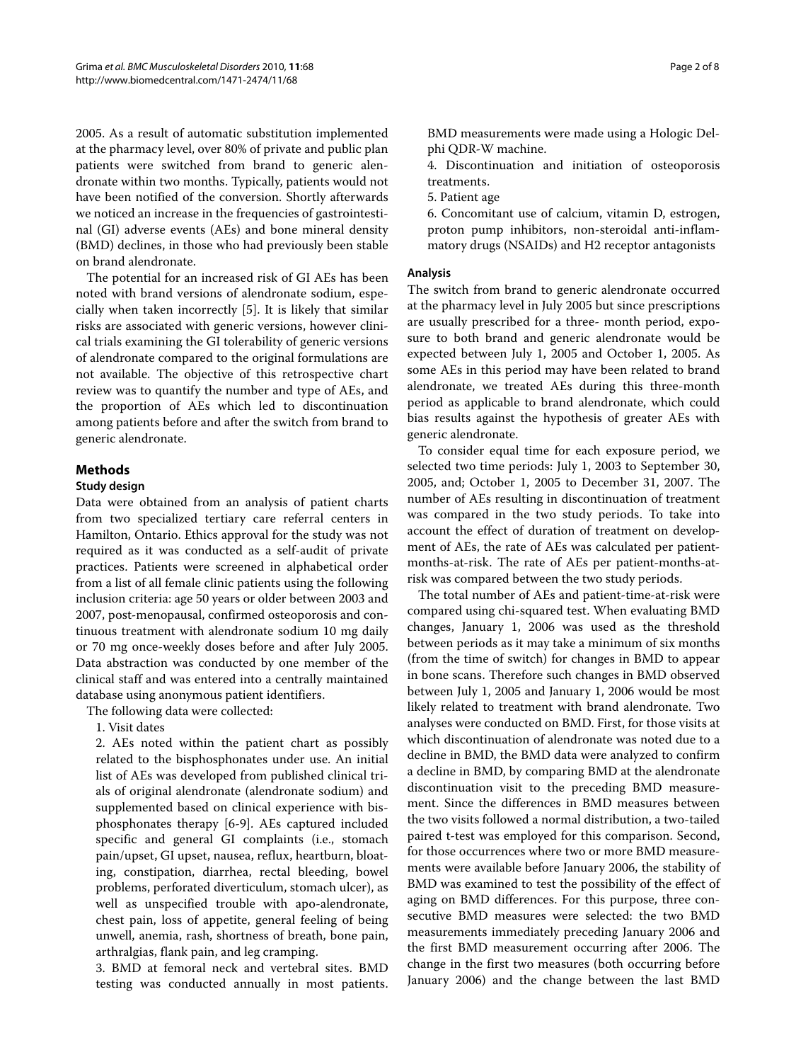2005. As a result of automatic substitution implemented at the pharmacy level, over 80% of private and public plan patients were switched from brand to generic alendronate within two months. Typically, patients would not have been notified of the conversion. Shortly afterwards we noticed an increase in the frequencies of gastrointestinal (GI) adverse events (AEs) and bone mineral density (BMD) declines, in those who had previously been stable on brand alendronate.

The potential for an increased risk of GI AEs has been noted with brand versions of alendronate sodium, especially when taken incorrectly [5]. It is likely that similar risks are associated with generic versions, however clinical trials examining the GI tolerability of generic versions of alendronate compared to the original formulations are not available. The objective of this retrospective chart review was to quantify the number and type of AEs, and the proportion of AEs which led to discontinuation among patients before and after the switch from brand to generic alendronate.

## Methods

### Study design

Data were obtained from an analysis of patient charts from two specialized tertiary care referral centers in Hamilton, Ontario. Ethics approval for the study was not required as it was conducted as a self-audit of private practices. Patients were screened in alphabetical order from a list of all female clinic patients using the following inclusion criteria: age 50 years or older between 2003 and 2007, post-menopausal, confirmed osteoporosis and continuous treatment with alendronate sodium 10 mg daily or 70 mg once-weekly doses before and after July 2005. Data abstraction was conducted by one member of the clinical staff and was entered into a centrally maintained database using anonymous patient identifiers.

The following data were collected:

1. Visit dates
2. AEs noted within the patient chart as possibly related to the bisphosphonates under use. An initial list of AEs was developed from published clinical trials of original alendronate (alendronate sodium) and supplemented based on clinical experience with bisphosphonates therapy [6-9]. AEs captured included specific and general GI complaints (i.e., stomach pain/upset, GI upset, nausea, reflux, heartburn, bloating, constipation, diarrhea, rectal bleeding, bowel problems, perforated diverticulum, stomach ulcer), as well as unspecified trouble with apo-alendronate, chest pain, loss of appetite, general feeling of being unwell, anemia, rash, shortness of breath, bone pain, arthralgias, flank pain, and leg cramping.
3. BMD at femoral neck and vertebral sites. BMD testing was conducted annually in most patients. BMD measurements were made using a Hologic Delphi QDR-W machine.
4. Discontinuation and initiation of osteoporosis treatments.
5. Patient age
6. Concomitant use of calcium, vitamin D, estrogen, proton pump inhibitors, non-steroidal anti-inflammatory drugs (NSAIDs) and H2 receptor antagonists

### Analysis

The switch from brand to generic alendronate occurred at the pharmacy level in July 2005 but since prescriptions are usually prescribed for a three- month period, exposure to both brand and generic alendronate would be expected between July 1, 2005 and October 1, 2005. As some AEs in this period may have been related to brand alendronate, we treated AEs during this three-month period as applicable to brand alendronate, which could bias results against the hypothesis of greater AEs with generic alendronate.

To consider equal time for each exposure period, we selected two time periods: July 1, 2003 to September 30, 2005, and; October 1, 2005 to December 31, 2007. The number of AEs resulting in discontinuation of treatment was compared in the two study periods. To take into account the effect of duration of treatment on development of AEs, the rate of AEs was calculated per patient-months-at-risk. The rate of AEs per patient-months-at-risk was compared between the two study periods.

The total number of AEs and patient-time-at-risk were compared using chi-squared test. When evaluating BMD changes, January 1, 2006 was used as the threshold between periods as it may take a minimum of six months (from the time of switch) for changes in BMD to appear in bone scans. Therefore such changes in BMD observed between July 1, 2005 and January 1, 2006 would be most likely related to treatment with brand alendronate. Two analyses were conducted on BMD. First, for those visits at which discontinuation of alendronate was noted due to a decline in BMD, the BMD data were analyzed to confirm a decline in BMD, by comparing BMD at the alendronate discontinuation visit to the preceding BMD measurement. Since the differences in BMD measures between the two visits followed a normal distribution, a two-tailed paired t-test was employed for this comparison. Second, for those occurrences where two or more BMD measurements were available before January 2006, the stability of BMD was examined to test the possibility of the effect of aging on BMD differences. For this purpose, three consecutive BMD measures were selected: the two BMD measurements immediately preceding January 2006 and the first BMD measurement occurring after 2006. The change in the first two measures (both occurring before January 2006) and the change between the last BMD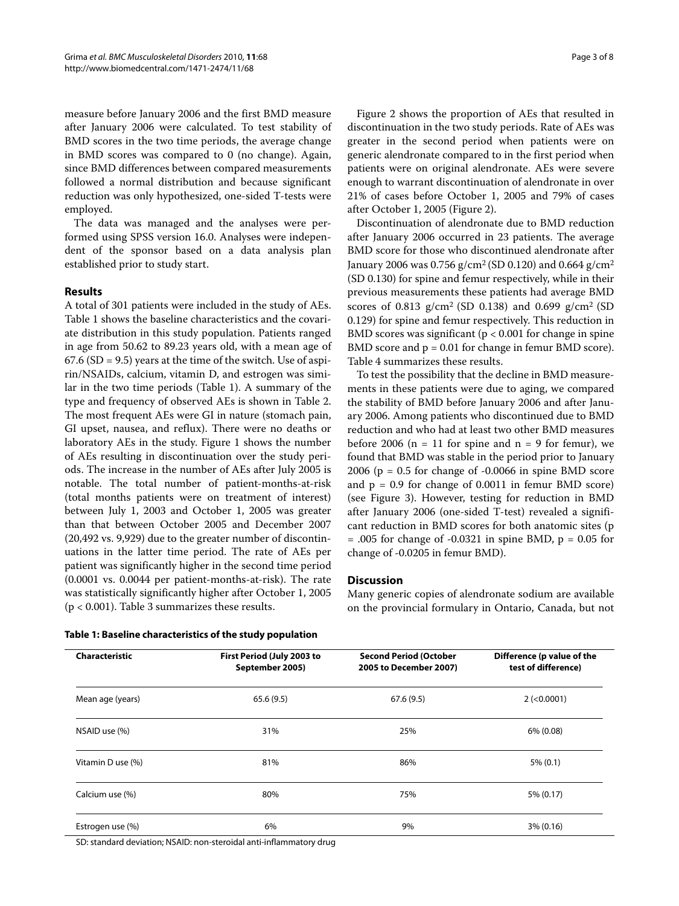measure before January 2006 and the first BMD measure after January 2006 were calculated. To test stability of BMD scores in the two time periods, the average change in BMD scores was compared to 0 (no change). Again, since BMD differences between compared measurements followed a normal distribution and because significant reduction was only hypothesized, one-sided T-tests were employed.

The data was managed and the analyses were performed using SPSS version 16.0. Analyses were independent of the sponsor based on a data analysis plan established prior to study start.

## Results

A total of 301 patients were included in the study of AEs. Table 1 shows the baseline characteristics and the covariate distribution in this study population. Patients ranged in age from 50.62 to 89.23 years old, with a mean age of 67.6 (SD = 9.5) years at the time of the switch. Use of aspirin/NSAIDs, calcium, vitamin D, and estrogen was similar in the two time periods (Table 1). A summary of the type and frequency of observed AEs is shown in Table 2. The most frequent AEs were GI in nature (stomach pain, GI upset, nausea, and reflux). There were no deaths or laboratory AEs in the study. Figure 1 shows the number of AEs resulting in discontinuation over the study periods. The increase in the number of AEs after July 2005 is notable. The total number of patient-months-at-risk (total months patients were on treatment of interest) between July 1, 2003 and October 1, 2005 was greater than that between October 2005 and December 2007 (20,492 vs. 9,929) due to the greater number of discontinuations in the latter time period. The rate of AEs per patient was significantly higher in the second time period (0.0001 vs. 0.0044 per patient-months-at-risk). The rate was statistically significantly higher after October 1, 2005 ($p < 0.001$). Table 3 summarizes these results.

Figure 2 shows the proportion of AEs that resulted in discontinuation in the two study periods. Rate of AEs was greater in the second period when patients were on generic alendronate compared to in the first period when patients were on original alendronate. AEs were severe enough to warrant discontinuation of alendronate in over 21% of cases before October 1, 2005 and 79% of cases after October 1, 2005 (Figure 2).

Discontinuation of alendronate due to BMD reduction after January 2006 occurred in 23 patients. The average BMD score for those who discontinued alendronate after January 2006 was 0.756 g/cm$^2$ (SD 0.120) and 0.664 g/cm$^2$ (SD 0.130) for spine and femur respectively, while in their previous measurements these patients had average BMD scores of 0.813 g/cm$^2$ (SD 0.138) and 0.699 g/cm$^2$ (SD 0.129) for spine and femur respectively. This reduction in BMD scores was significant ($p < 0.001$ for change in spine BMD score and $p = 0.01$ for change in femur BMD score). Table 4 summarizes these results.

To test the possibility that the decline in BMD measurements in these patients were due to aging, we compared the stability of BMD before January 2006 and after January 2006. Among patients who discontinued due to BMD reduction and who had at least two other BMD measures before 2006 ($n = 11$ for spine and $n = 9$ for femur), we found that BMD was stable in the period prior to January 2006 ($p = 0.5$ for change of -0.0066 in spine BMD score and $p = 0.9$ for change of 0.0011 in femur BMD score) (see Figure 3). However, testing for reduction in BMD after January 2006 (one-sided T-test) revealed a significant reduction in BMD scores for both anatomic sites ($p = .005$ for change of -0.0321 in spine BMD, $p = 0.05$ for change of -0.0205 in femur BMD).

## Discussion

Many generic copies of alendronate sodium are available on the provincial formulary in Ontario, Canada, but not

**Table 1: Baseline characteristics of the study population**

| Characteristic | First Period (July 2003 to September 2005) | Second Period (October 2005 to December 2007) | Difference (p value of the test of difference) |
|---|---|---|---|
| Mean age (years) | 65.6 (9.5) | 67.6 (9.5) | 2 (<0.0001) |
| NSAID use (%) | 31% | 25% | 6% (0.08) |
| Vitamin D use (%) | 81% | 86% | 5% (0.1) |
| Calcium use (%) | 80% | 75% | 5% (0.17) |
| Estrogen use (%) | 6% | 9% | 3% (0.16) |

SD: standard deviation; NSAID: non-steroidal anti-inflammatory drug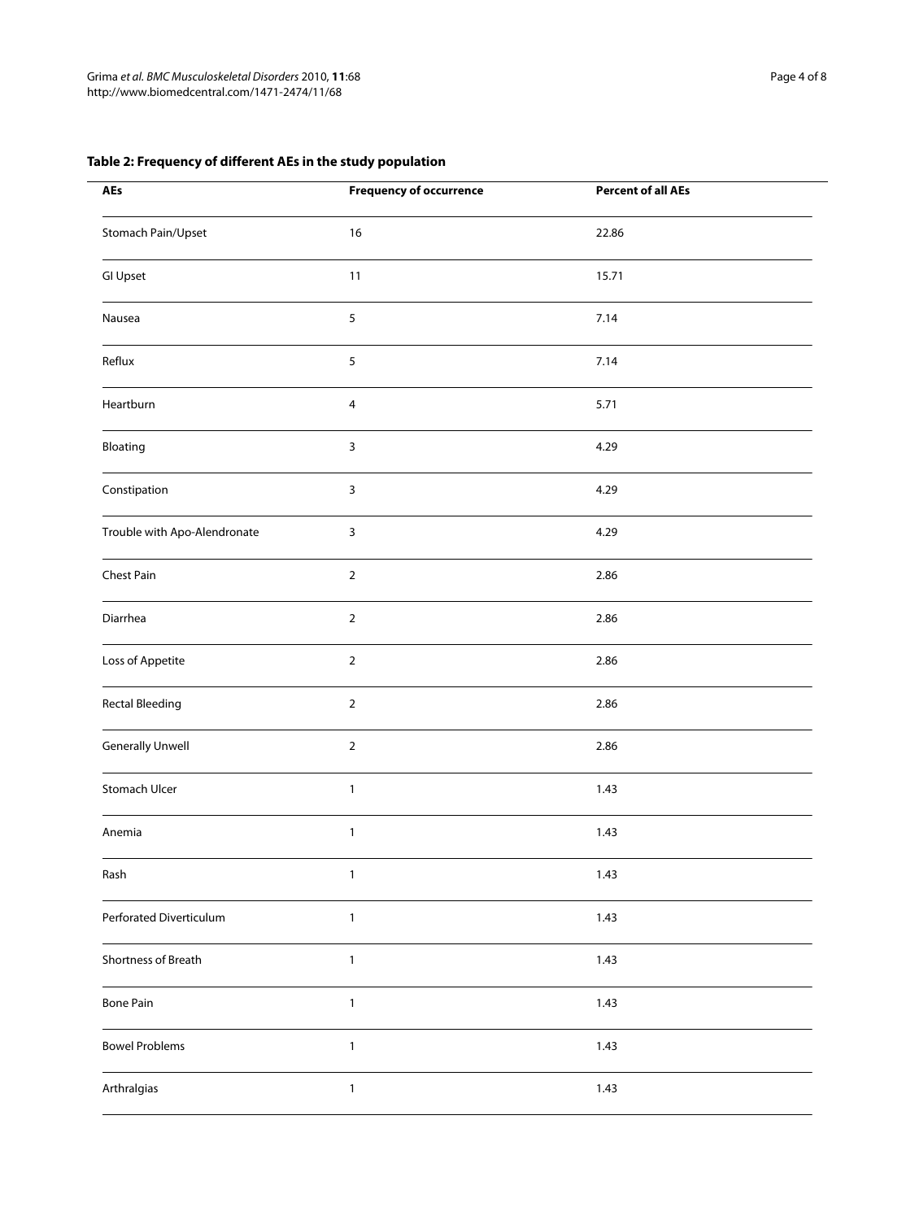**Table 2: Frequency of different AEs in the study population**

| AEs | Frequency of occurrence | Percent of all AEs |
| --- | --- | --- |
| Stomach Pain/Upset | 16 | 22.86 |
| GI Upset | 11 | 15.71 |
| Nausea | 5 | 7.14 |
| Reflux | 5 | 7.14 |
| Heartburn | 4 | 5.71 |
| Bloating | 3 | 4.29 |
| Constipation | 3 | 4.29 |
| Trouble with Apo-Alendronate | 3 | 4.29 |
| Chest Pain | 2 | 2.86 |
| Diarrhea | 2 | 2.86 |
| Loss of Appetite | 2 | 2.86 |
| Rectal Bleeding | 2 | 2.86 |
| Generally Unwell | 2 | 2.86 |
| Stomach Ulcer | 1 | 1.43 |
| Anemia | 1 | 1.43 |
| Rash | 1 | 1.43 |
| Perforated Diverticulum | 1 | 1.43 |
| Shortness of Breath | 1 | 1.43 |
| Bone Pain | 1 | 1.43 |
| Bowel Problems | 1 | 1.43 |
| Arthralgias | 1 | 1.43 |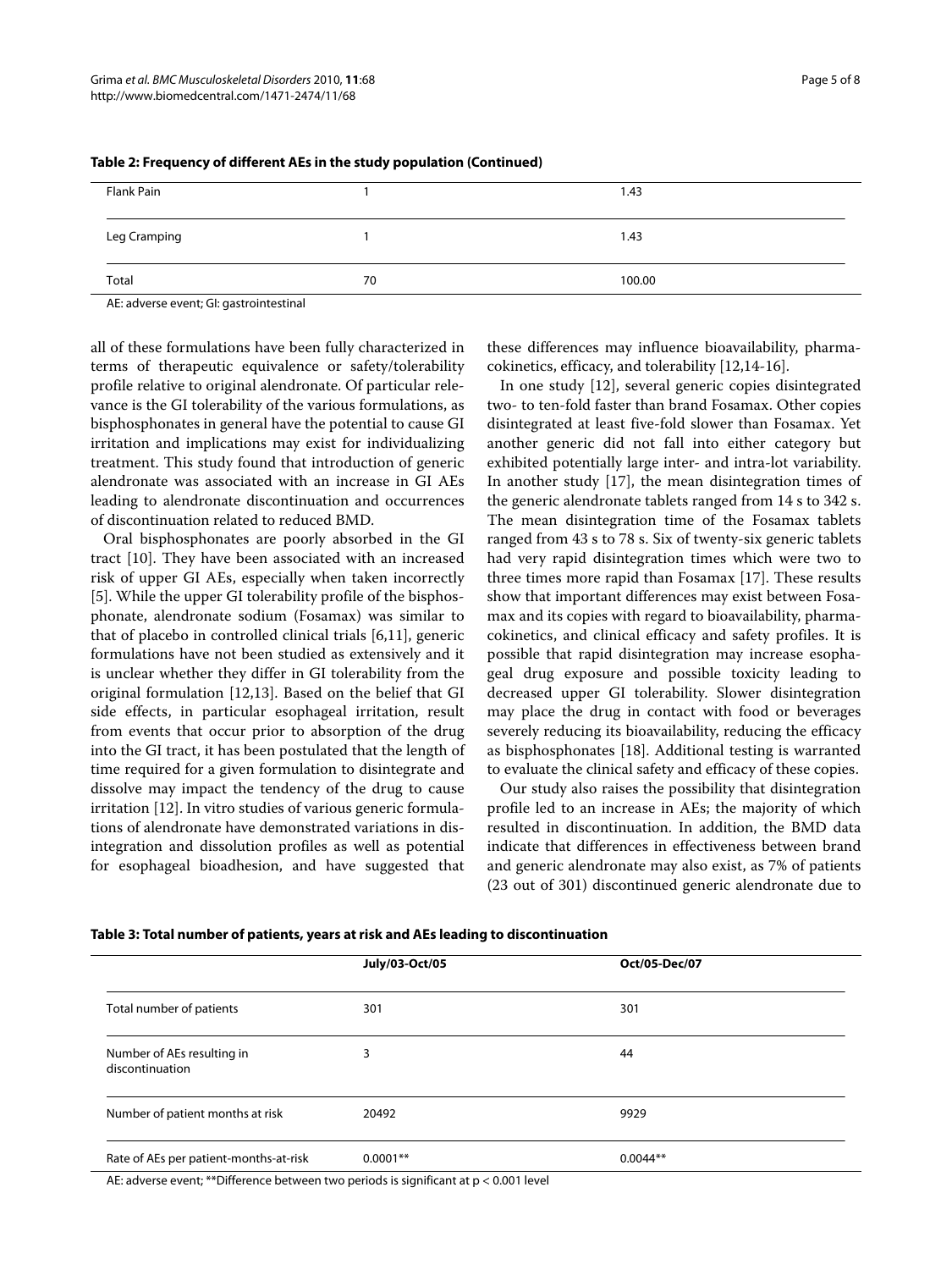**Table 2: Frequency of different AEs in the study population (Continued)**

| | | |
|---|---|---|
| Flank Pain | 1 | 1.43 |
| Leg Cramping | 1 | 1.43 |
| Total | 70 | 100.00 |

AE: adverse event; GI: gastrointestinal

all of these formulations have been fully characterized in terms of therapeutic equivalence or safety/tolerability profile relative to original alendronate. Of particular relevance is the GI tolerability of the various formulations, as bisphosphonates in general have the potential to cause GI irritation and implications may exist for individualizing treatment. This study found that introduction of generic alendronate was associated with an increase in GI AEs leading to alendronate discontinuation and occurrences of discontinuation related to reduced BMD.

Oral bisphosphonates are poorly absorbed in the GI tract [10]. They have been associated with an increased risk of upper GI AEs, especially when taken incorrectly [5]. While the upper GI tolerability profile of the bisphosphonate, alendronate sodium (Fosamax) was similar to that of placebo in controlled clinical trials [6,11], generic formulations have not been studied as extensively and it is unclear whether they differ in GI tolerability from the original formulation [12,13]. Based on the belief that GI side effects, in particular esophageal irritation, result from events that occur prior to absorption of the drug into the GI tract, it has been postulated that the length of time required for a given formulation to disintegrate and dissolve may impact the tendency of the drug to cause irritation [12]. In vitro studies of various generic formulations of alendronate have demonstrated variations in disintegration and dissolution profiles as well as potential for esophageal bioadhesion, and have suggested that these differences may influence bioavailability, pharmacokinetics, efficacy, and tolerability [12,14-16].

In one study [12], several generic copies disintegrated two- to ten-fold faster than brand Fosamax. Other copies disintegrated at least five-fold slower than Fosamax. Yet another generic did not fall into either category but exhibited potentially large inter- and intra-lot variability. In another study [17], the mean disintegration times of the generic alendronate tablets ranged from 14 s to 342 s. The mean disintegration time of the Fosamax tablets ranged from 43 s to 78 s. Six of twenty-six generic tablets had very rapid disintegration times which were two to three times more rapid than Fosamax [17]. These results show that important differences may exist between Fosamax and its copies with regard to bioavailability, pharmacokinetics, and clinical efficacy and safety profiles. It is possible that rapid disintegration may increase esophageal drug exposure and possible toxicity leading to decreased upper GI tolerability. Slower disintegration may place the drug in contact with food or beverages severely reducing its bioavailability, reducing the efficacy as bisphosphonates [18]. Additional testing is warranted to evaluate the clinical safety and efficacy of these copies.

Our study also raises the possibility that disintegration profile led to an increase in AEs; the majority of which resulted in discontinuation. In addition, the BMD data indicate that differences in effectiveness between brand and generic alendronate may also exist, as 7% of patients (23 out of 301) discontinued generic alendronate due to

**Table 3: Total number of patients, years at risk and AEs leading to discontinuation**

| | July/03-Oct/05 | Oct/05-Dec/07 |
|---|---|---|
| Total number of patients | 301 | 301 |
| Number of AEs resulting in discontinuation | 3 | 44 |
| Number of patient months at risk | 20492 | 9929 |
| Rate of AEs per patient-months-at-risk | 0.0001** | 0.0044** |

AE: adverse event; **Difference between two periods is significant at $p < 0.001$ level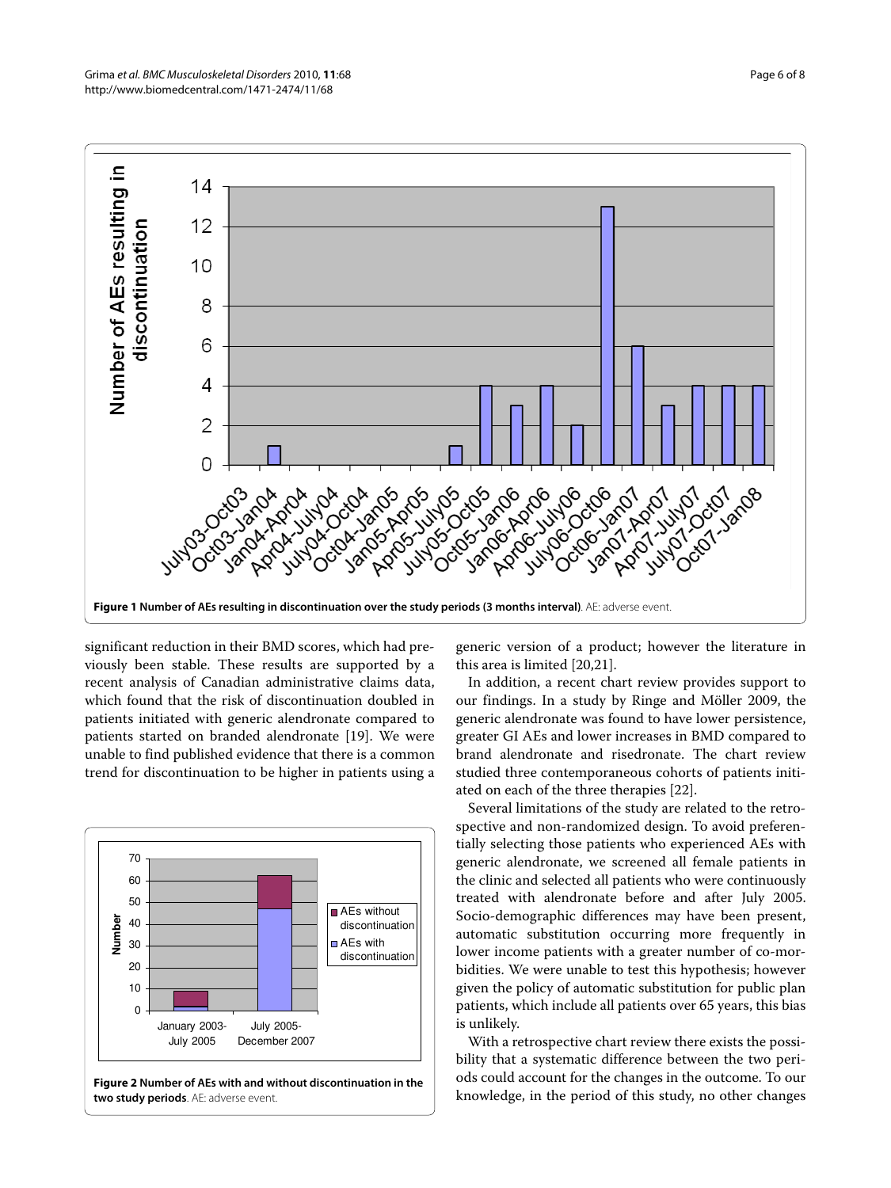**Figure 1 Number of AEs resulting in discontinuation over the study periods (3 months interval)**. AE: adverse event.

significant reduction in their BMD scores, which had previously been stable. These results are supported by a recent analysis of Canadian administrative claims data, which found that the risk of discontinuation doubled in patients initiated with generic alendronate compared to patients started on branded alendronate [19]. We were unable to find published evidence that there is a common trend for discontinuation to be higher in patients using a generic version of a product; however the literature in this area is limited [20,21].

In addition, a recent chart review provides support to our findings. In a study by Ringe and Möller 2009, the generic alendronate was found to have lower persistence, greater GI AEs and lower increases in BMD compared to brand alendronate and risedronate. The chart review studied three contemporaneous cohorts of patients initiated on each of the three therapies [22].

Several limitations of the study are related to the retrospective and non-randomized design. To avoid preferentially selecting those patients who experienced AEs with generic alendronate, we screened all female patients in the clinic and selected all patients who were continuously treated with alendronate before and after July 2005. Socio-demographic differences may have been present, automatic substitution occurring more frequently in lower income patients with a greater number of co-morbidities. We were unable to test this hypothesis; however given the policy of automatic substitution for public plan patients, which include all patients over 65 years, this bias is unlikely.

With a retrospective chart review there exists the possibility that a systematic difference between the two periods could account for the changes in the outcome. To our knowledge, in the period of this study, no other changes

**Figure 2 Number of AEs with and without discontinuation in the two study periods**. AE: adverse event.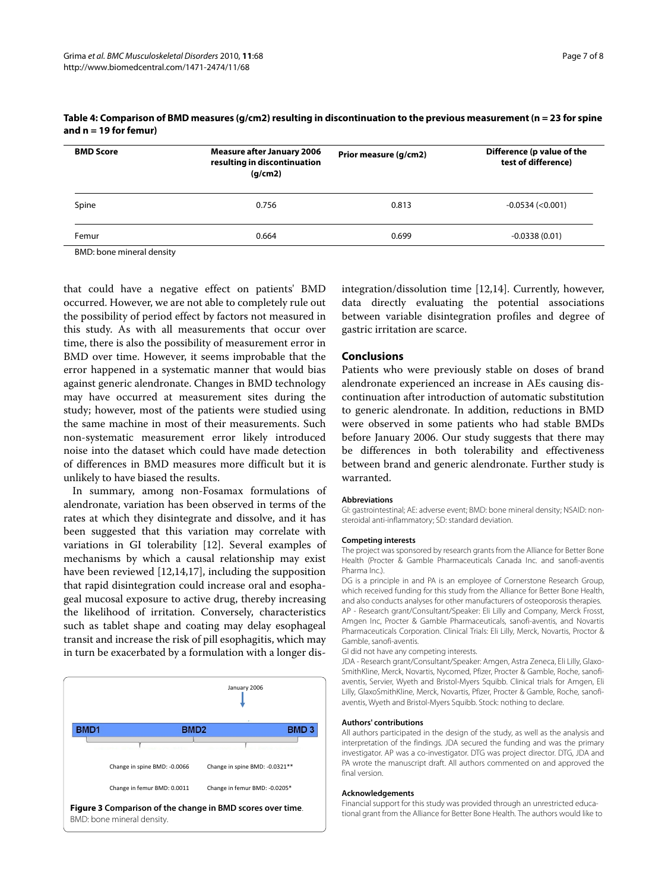**Table 4: Comparison of BMD measures (g/cm2) resulting in discontinuation to the previous measurement (n = 23 for spine and n = 19 for femur)**

| BMD Score | Measure after January 2006 resulting in discontinuation (g/cm2) | Prior measure (g/cm2) | Difference (p value of the test of difference) |
|---|---|---|---|
| Spine | 0.756 | 0.813 | -0.0534 (<0.001) |
| Femur | 0.664 | 0.699 | -0.0338 (0.01) |

BMD: bone mineral density

that could have a negative effect on patients' BMD occurred. However, we are not able to completely rule out the possibility of period effect by factors not measured in this study. As with all measurements that occur over time, there is also the possibility of measurement error in BMD over time. However, it seems improbable that the error happened in a systematic manner that would bias against generic alendronate. Changes in BMD technology may have occurred at measurement sites during the study; however, most of the patients were studied using the same machine in most of their measurements. Such non-systematic measurement error likely introduced noise into the dataset which could have made detection of differences in BMD measures more difficult but it is unlikely to have biased the results.

In summary, among non-Fosamax formulations of alendronate, variation has been observed in terms of the rates at which they disintegrate and dissolve, and it has been suggested that this variation may correlate with variations in GI tolerability [12]. Several examples of mechanisms by which a causal relationship may exist have been reviewed [12,14,17], including the supposition that rapid disintegration could increase oral and esophageal mucosal exposure to active drug, thereby increasing the likelihood of irritation. Conversely, characteristics such as tablet shape and coating may delay esophageal transit and increase the risk of pill esophagitis, which may in turn be exacerbated by a formulation with a longer disintegration/dissolution time [12,14]. Currently, however, data directly evaluating the potential associations between variable disintegration profiles and degree of gastric irritation are scarce.

January 2006

BMD1 — BMD2 — BMD 3

Change in spine BMD: -0.0066 | Change in spine BMD: -0.0321**

Change in femur BMD: 0.0011 | Change in femur BMD: -0.0205*

**Figure 3 Comparison of the change in BMD scores over time**. BMD: bone mineral density.

## Conclusions

Patients who were previously stable on doses of brand alendronate experienced an increase in AEs causing discontinuation after introduction of automatic substitution to generic alendronate. In addition, reductions in BMD were observed in some patients who had stable BMDs before January 2006. Our study suggests that there may be differences in both tolerability and effectiveness between brand and generic alendronate. Further study is warranted.

### Abbreviations

GI: gastrointestinal; AE: adverse event; BMD: bone mineral density; NSAID: non-steroidal anti-inflammatory; SD: standard deviation.

### Competing interests

The project was sponsored by research grants from the Alliance for Better Bone Health (Procter & Gamble Pharmaceuticals Canada Inc. and sanofi-aventis Pharma Inc.).

DG is a principle in and PA is an employee of Cornerstone Research Group, which received funding for this study from the Alliance for Better Bone Health, and also conducts analyses for other manufacturers of osteoporosis therapies.

AP - Research grant/Consultant/Speaker: Eli Lilly and Company, Merck Frosst, Amgen Inc, Procter & Gamble Pharmaceuticals, sanofi-aventis, and Novartis Pharmaceuticals Corporation. Clinical Trials: Eli Lilly, Merck, Novartis, Proctor & Gamble, sanofi-aventis.

GI did not have any competing interests.

JDA - Research grant/Consultant/Speaker: Amgen, Astra Zeneca, Eli Lilly, GlaxoSmithKline, Merck, Novartis, Nycomed, Pfizer, Procter & Gamble, Roche, sanofi-aventis, Servier, Wyeth and Bristol-Myers Squibb. Clinical trials for Amgen, Eli Lilly, GlaxoSmithKline, Merck, Novartis, Pfizer, Procter & Gamble, Roche, sanofi-aventis, Wyeth and Bristol-Myers Squibb. Stock: nothing to declare.

### Authors' contributions

All authors participated in the design of the study, as well as the analysis and interpretation of the findings. JDA secured the funding and was the primary investigator. AP was a co-investigator. DTG was project director. DTG, JDA and PA wrote the manuscript draft. All authors commented on and approved the final version.

### Acknowledgements

Financial support for this study was provided through an unrestricted educational grant from the Alliance for Better Bone Health. The authors would like to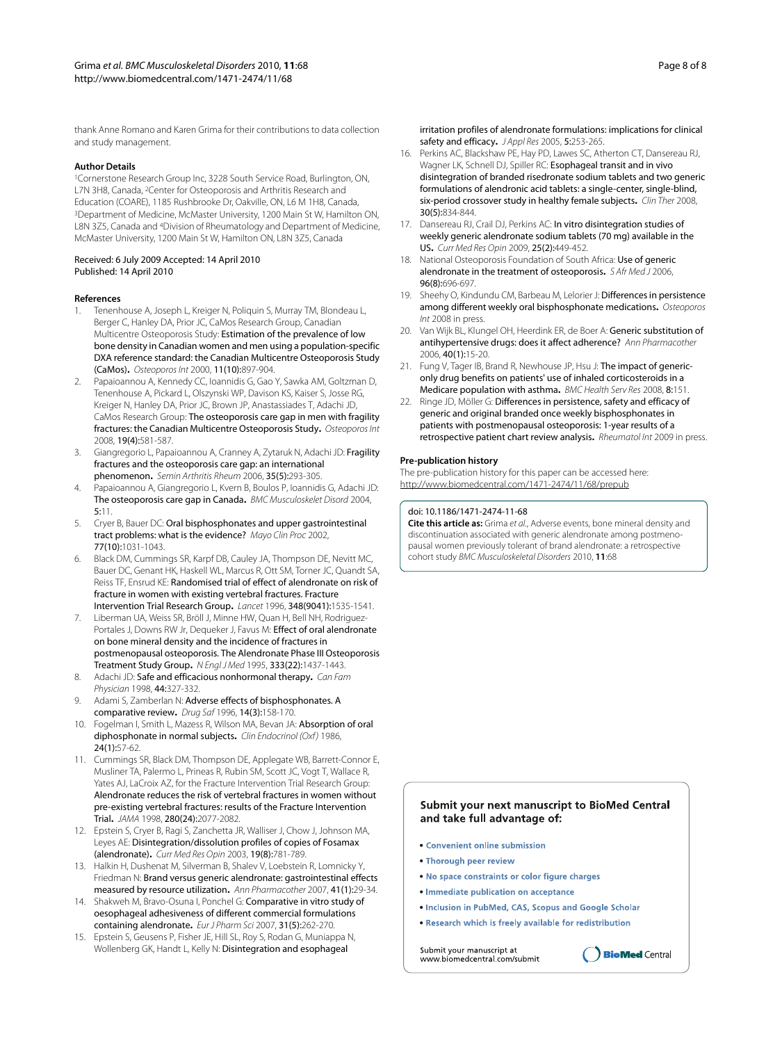thank Anne Romano and Karen Grima for their contributions to data collection and study management.

### Author Details

[1]Cornerstone Research Group Inc, 3228 South Service Road, Burlington, ON, L7N 3H8, Canada, [2]Center for Osteoporosis and Arthritis Research and Education (COARE), 1185 Rushbrooke Dr, Oakville, ON, L6 M 1H8, Canada, [3]Department of Medicine, McMaster University, 1200 Main St W, Hamilton ON, L8N 3Z5, Canada and [4]Division of Rheumatology and Department of Medicine, McMaster University, 1200 Main St W, Hamilton ON, L8N 3Z5, Canada

Received: 6 July 2009 Accepted: 14 April 2010
Published: 14 April 2010

### References

1. Tenenhouse A, Joseph L, Kreiger N, Poliquin S, Murray TM, Blondeau L, Berger C, Hanley DA, Prior JC, CaMos Research Group, Canadian Multicentre Osteoporosis Study: **Estimation of the prevalence of low bone density in Canadian women and men using a population-specific DXA reference standard: the Canadian Multicentre Osteoporosis Study (CaMos).** *Osteoporos Int* 2000, **11(10)**:897-904.
2. Papaioannou A, Kennedy CC, Ioannidis G, Gao Y, Sawka AM, Goltzman D, Tenenhouse A, Pickard L, Olszynski WP, Davison KS, Kaiser S, Josse RG, Kreiger N, Hanley DA, Prior JC, Brown JP, Anastassiades T, Adachi JD, CaMos Research Group: **The osteoporosis care gap in men with fragility fractures: the Canadian Multicentre Osteoporosis Study.** *Osteoporos Int* 2008, **19(4)**:581-587.
3. Giangregorio L, Papaioannou A, Cranney A, Zytaruk N, Adachi JD: **Fragility fractures and the osteoporosis care gap: an international phenomenon.** *Semin Arthritis Rheum* 2006, **35(5)**:293-305.
4. Papaioannou A, Giangregorio L, Kvern B, Boulos P, Ioannidis G, Adachi JD: **The osteoporosis care gap in Canada.** *BMC Musculoskelet Disord* 2004, **5**:11.
5. Cryer B, Bauer DC: **Oral bisphosphonates and upper gastrointestinal tract problems: what is the evidence?** *Mayo Clin Proc* 2002, **77(10)**:1031-1043.
6. Black DM, Cummings SR, Karpf DB, Cauley JA, Thompson DE, Nevitt MC, Bauer DC, Genant HK, Haskell WL, Marcus R, Ott SM, Torner JC, Quandt SA, Reiss TF, Ensrud KE: **Randomised trial of effect of alendronate on risk of fracture in women with existing vertebral fractures. Fracture Intervention Trial Research Group.** *Lancet* 1996, **348(9041)**:1535-1541.
7. Liberman UA, Weiss SR, Bröll J, Minne HW, Quan H, Bell NH, Rodriguez-Portales J, Downs RW Jr, Dequeker J, Favus M: **Effect of oral alendronate on bone mineral density and the incidence of fractures in postmenopausal osteoporosis. The Alendronate Phase III Osteoporosis Treatment Study Group.** *N Engl J Med* 1995, **333(22)**:1437-1443.
8. Adachi JD: **Safe and efficacious nonhormonal therapy.** *Can Fam Physician* 1998, **44**:327-332.
9. Adami S, Zamberlan N: **Adverse effects of bisphosphonates. A comparative review.** *Drug Saf* 1996, **14(3)**:158-170.
10. Fogelman I, Smith L, Mazess R, Wilson MA, Bevan JA: **Absorption of oral diphosphonate in normal subjects.** *Clin Endocrinol (Oxf)* 1986, **24(1)**:57-62.
11. Cummings SR, Black DM, Thompson DE, Applegate WB, Barrett-Connor E, Musliner TA, Palermo L, Prineas R, Rubin SM, Scott JC, Vogt T, Wallace R, Yates AJ, LaCroix AZ, for the Fracture Intervention Trial Research Group: **Alendronate reduces the risk of vertebral fractures in women without pre-existing vertebral fractures: results of the Fracture Intervention Trial.** *JAMA* 1998, **280(24)**:2077-2082.
12. Epstein S, Cryer B, Ragi S, Zanchetta JR, Walliser J, Chow J, Johnson MA, Leyes AE: **Disintegration/dissolution profiles of copies of Fosamax (alendronate).** *Curr Med Res Opin* 2003, **19(8)**:781-789.
13. Halkin H, Dushenat M, Silverman B, Shalev V, Loebstein R, Lomnicky Y, Friedman N: **Brand versus generic alendronate: gastrointestinal effects measured by resource utilization.** *Ann Pharmacother* 2007, **41(1)**:29-34.
14. Shakweh M, Bravo-Osuna I, Ponchel G: **Comparative in vitro study of oesophageal adhesiveness of different commercial formulations containing alendronate.** *Eur J Pharm Sci* 2007, **31(5)**:262-270.
15. Epstein S, Geusens P, Fisher JE, Hill SL, Roy S, Rodan G, Muniappa N, Wollenberg GK, Handt L, Kelly N: **Disintegration and esophageal irritation profiles of alendronate formulations: implications for clinical safety and efficacy.** *J Appl Res* 2005, **5**:253-265.
16. Perkins AC, Blackshaw PE, Hay PD, Lawes SC, Atherton CT, Dansereau RJ, Wagner LK, Schnell DJ, Spiller RC: **Esophageal transit and in vivo disintegration of branded risedronate sodium tablets and two generic formulations of alendronic acid tablets: a single-center, single-blind, six-period crossover study in healthy female subjects.** *Clin Ther* 2008, **30(5)**:834-844.
17. Dansereau RJ, Crail DJ, Perkins AC: **In vitro disintegration studies of weekly generic alendronate sodium tablets (70 mg) available in the US.** *Curr Med Res Opin* 2009, **25(2)**:449-452.
18. National Osteoporosis Foundation of South Africa: **Use of generic alendronate in the treatment of osteoporosis.** *S Afr Med J* 2006, **96(8)**:696-697.
19. Sheehy O, Kindundu CM, Barbeau M, Lelorier J: **Differences in persistence among different weekly oral bisphosphonate medications.** *Osteoporos Int* 2008 in press.
20. Van Wijk BL, Klungel OH, Heerdink ER, de Boer A: **Generic substitution of antihypertensive drugs: does it affect adherence?** *Ann Pharmacother* 2006, **40(1)**:15-20.
21. Fung V, Tager IB, Brand R, Newhouse JP, Hsu J: **The impact of generic-only drug benefits on patients' use of inhaled corticosteroids in a Medicare population with asthma.** *BMC Health Serv Res* 2008, **8**:151.
22. Ringe JD, Möller G: **Differences in persistence, safety and efficacy of generic and original branded once weekly bisphosphonates in patients with postmenopausal osteoporosis: 1-year results of a retrospective patient chart review analysis.** *Rheumatol Int* 2009 in press.

### Pre-publication history

The pre-publication history for this paper can be accessed here:
http://www.biomedcentral.com/1471-2474/11/68/prepub

doi: 10.1186/1471-2474-11-68
**Cite this article as:** Grima *et al.*, Adverse events, bone mineral density and discontinuation associated with generic alendronate among postmenopausal women previously tolerant of brand alendronate: a retrospective cohort study *BMC Musculoskeletal Disorders* 2010, **11**:68